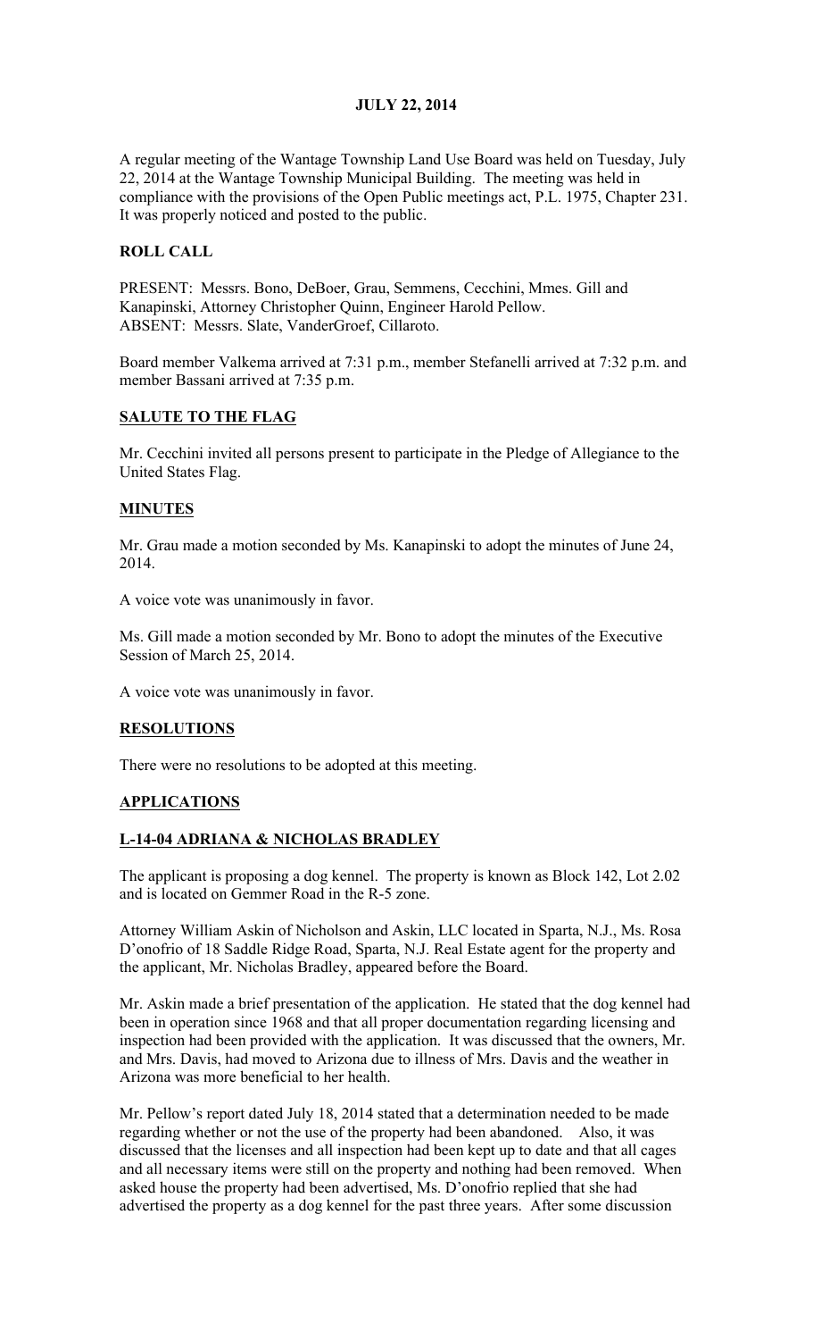**JULY 22, 2014**

A regular meeting of the Wantage Township Land Use Board was held on Tuesday, July 22, 2014 at the Wantage Township Municipal Building. The meeting was held in compliance with the provisions of the Open Public meetings act, P.L. 1975, Chapter 231. It was properly noticed and posted to the public.

## ROLL CALL

PRESENT: Messrs. Bono, DeBoer, Grau, Semmens, Cecchini, Mmes. Gill and Kanapinski, Attorney Christopher Quinn, Engineer Harold Pellow.
ABSENT: Messrs. Slate, VanderGroef, Cillaroto.

Board member Valkema arrived at 7:31 p.m., member Stefanelli arrived at 7:32 p.m. and member Bassani arrived at 7:35 p.m.

## SALUTE TO THE FLAG

Mr. Cecchini invited all persons present to participate in the Pledge of Allegiance to the United States Flag.

## MINUTES

Mr. Grau made a motion seconded by Ms. Kanapinski to adopt the minutes of June 24, 2014.

A voice vote was unanimously in favor.

Ms. Gill made a motion seconded by Mr. Bono to adopt the minutes of the Executive Session of March 25, 2014.

A voice vote was unanimously in favor.

## RESOLUTIONS

There were no resolutions to be adopted at this meeting.

## APPLICATIONS

### L-14-04 ADRIANA & NICHOLAS BRADLEY

The applicant is proposing a dog kennel. The property is known as Block 142, Lot 2.02 and is located on Gemmer Road in the R-5 zone.

Attorney William Askin of Nicholson and Askin, LLC located in Sparta, N.J., Ms. Rosa D'onofrio of 18 Saddle Ridge Road, Sparta, N.J. Real Estate agent for the property and the applicant, Mr. Nicholas Bradley, appeared before the Board.

Mr. Askin made a brief presentation of the application. He stated that the dog kennel had been in operation since 1968 and that all proper documentation regarding licensing and inspection had been provided with the application. It was discussed that the owners, Mr. and Mrs. Davis, had moved to Arizona due to illness of Mrs. Davis and the weather in Arizona was more beneficial to her health.

Mr. Pellow's report dated July 18, 2014 stated that a determination needed to be made regarding whether or not the use of the property had been abandoned. Also, it was discussed that the licenses and all inspection had been kept up to date and that all cages and all necessary items were still on the property and nothing had been removed. When asked house the property had been advertised, Ms. D'onofrio replied that she had advertised the property as a dog kennel for the past three years. After some discussion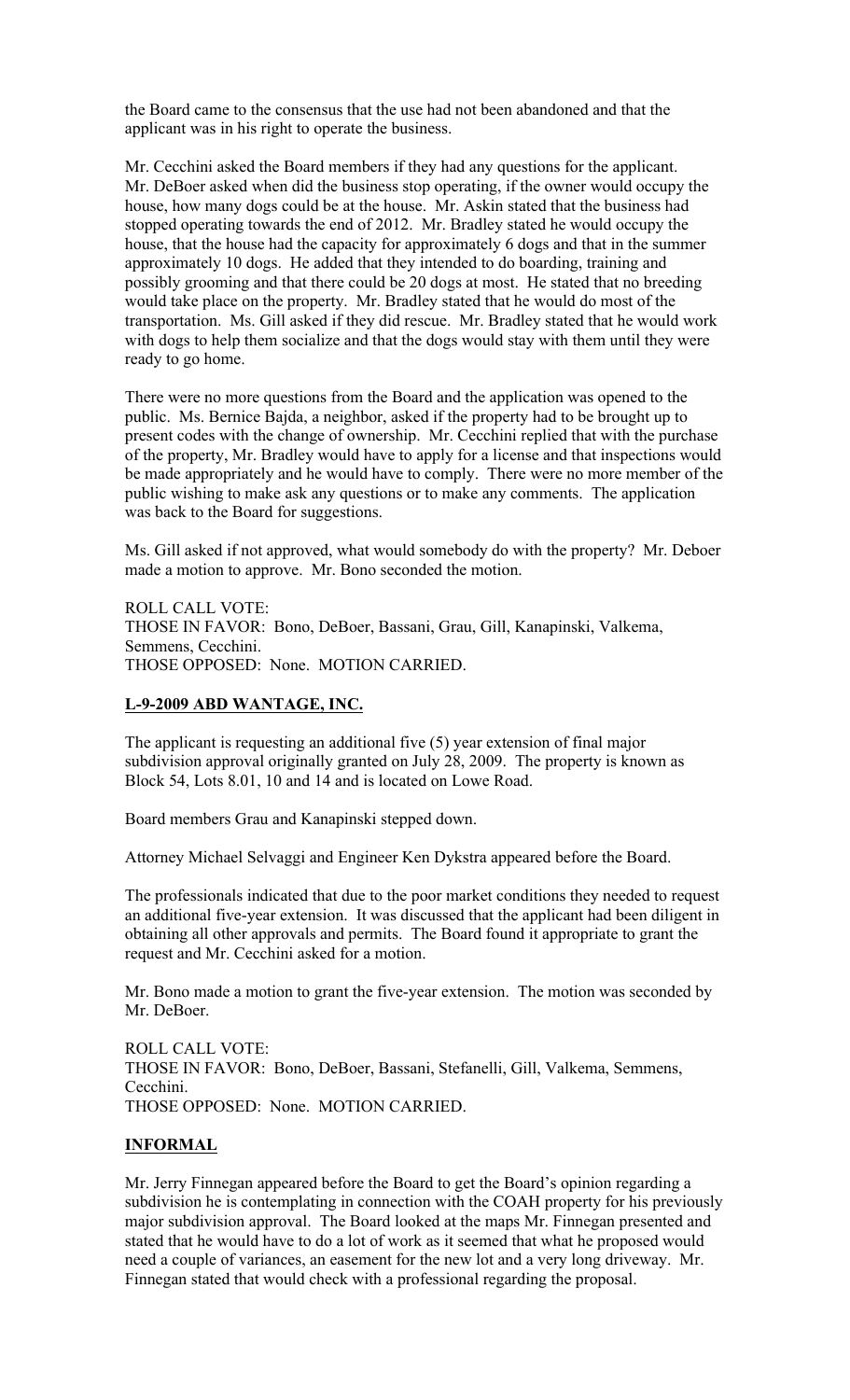the Board came to the consensus that the use had not been abandoned and that the applicant was in his right to operate the business.

Mr. Cecchini asked the Board members if they had any questions for the applicant. Mr. DeBoer asked when did the business stop operating, if the owner would occupy the house, how many dogs could be at the house. Mr. Askin stated that the business had stopped operating towards the end of 2012. Mr. Bradley stated he would occupy the house, that the house had the capacity for approximately 6 dogs and that in the summer approximately 10 dogs. He added that they intended to do boarding, training and possibly grooming and that there could be 20 dogs at most. He stated that no breeding would take place on the property. Mr. Bradley stated that he would do most of the transportation. Ms. Gill asked if they did rescue. Mr. Bradley stated that he would work with dogs to help them socialize and that the dogs would stay with them until they were ready to go home.

There were no more questions from the Board and the application was opened to the public. Ms. Bernice Bajda, a neighbor, asked if the property had to be brought up to present codes with the change of ownership. Mr. Cecchini replied that with the purchase of the property, Mr. Bradley would have to apply for a license and that inspections would be made appropriately and he would have to comply. There were no more member of the public wishing to make ask any questions or to make any comments. The application was back to the Board for suggestions.

Ms. Gill asked if not approved, what would somebody do with the property? Mr. Deboer made a motion to approve. Mr. Bono seconded the motion.

ROLL CALL VOTE:
THOSE IN FAVOR: Bono, DeBoer, Bassani, Grau, Gill, Kanapinski, Valkema, Semmens, Cecchini.
THOSE OPPOSED: None. MOTION CARRIED.

**L-9-2009 ABD WANTAGE, INC.**

The applicant is requesting an additional five (5) year extension of final major subdivision approval originally granted on July 28, 2009. The property is known as Block 54, Lots 8.01, 10 and 14 and is located on Lowe Road.

Board members Grau and Kanapinski stepped down.

Attorney Michael Selvaggi and Engineer Ken Dykstra appeared before the Board.

The professionals indicated that due to the poor market conditions they needed to request an additional five-year extension. It was discussed that the applicant had been diligent in obtaining all other approvals and permits. The Board found it appropriate to grant the request and Mr. Cecchini asked for a motion.

Mr. Bono made a motion to grant the five-year extension. The motion was seconded by Mr. DeBoer.

ROLL CALL VOTE:
THOSE IN FAVOR: Bono, DeBoer, Bassani, Stefanelli, Gill, Valkema, Semmens, Cecchini.
THOSE OPPOSED: None. MOTION CARRIED.

**INFORMAL**

Mr. Jerry Finnegan appeared before the Board to get the Board's opinion regarding a subdivision he is contemplating in connection with the COAH property for his previously major subdivision approval. The Board looked at the maps Mr. Finnegan presented and stated that he would have to do a lot of work as it seemed that what he proposed would need a couple of variances, an easement for the new lot and a very long driveway. Mr. Finnegan stated that would check with a professional regarding the proposal.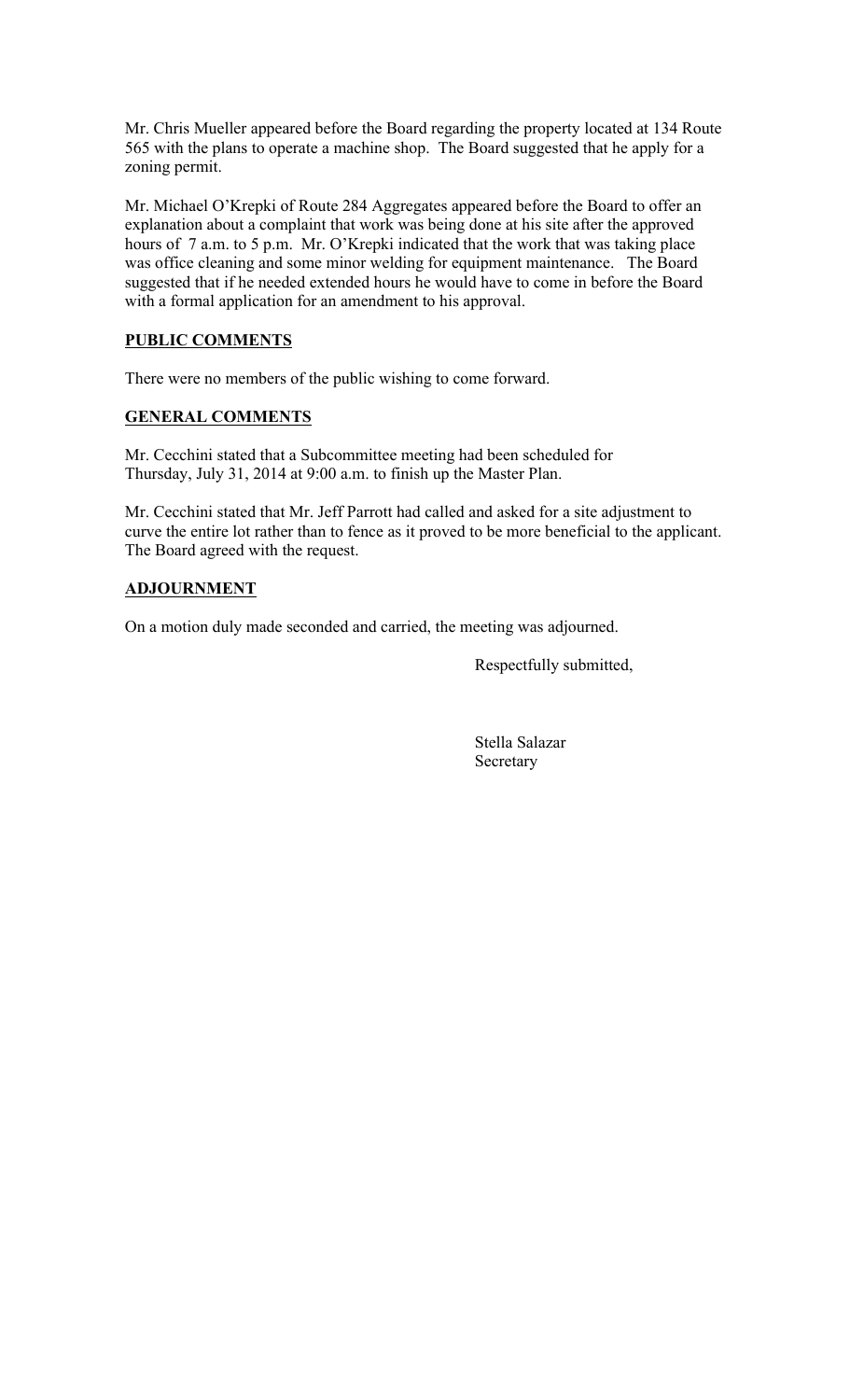Mr. Chris Mueller appeared before the Board regarding the property located at 134 Route 565 with the plans to operate a machine shop. The Board suggested that he apply for a zoning permit.

Mr. Michael O'Krepki of Route 284 Aggregates appeared before the Board to offer an explanation about a complaint that work was being done at his site after the approved hours of 7 a.m. to 5 p.m. Mr. O'Krepki indicated that the work that was taking place was office cleaning and some minor welding for equipment maintenance. The Board suggested that if he needed extended hours he would have to come in before the Board with a formal application for an amendment to his approval.

## **PUBLIC COMMENTS**

There were no members of the public wishing to come forward.

## **GENERAL COMMENTS**

Mr. Cecchini stated that a Subcommittee meeting had been scheduled for Thursday, July 31, 2014 at 9:00 a.m. to finish up the Master Plan.

Mr. Cecchini stated that Mr. Jeff Parrott had called and asked for a site adjustment to curve the entire lot rather than to fence as it proved to be more beneficial to the applicant. The Board agreed with the request.

## **ADJOURNMENT**

On a motion duly made seconded and carried, the meeting was adjourned.

Respectfully submitted,

Stella Salazar
Secretary